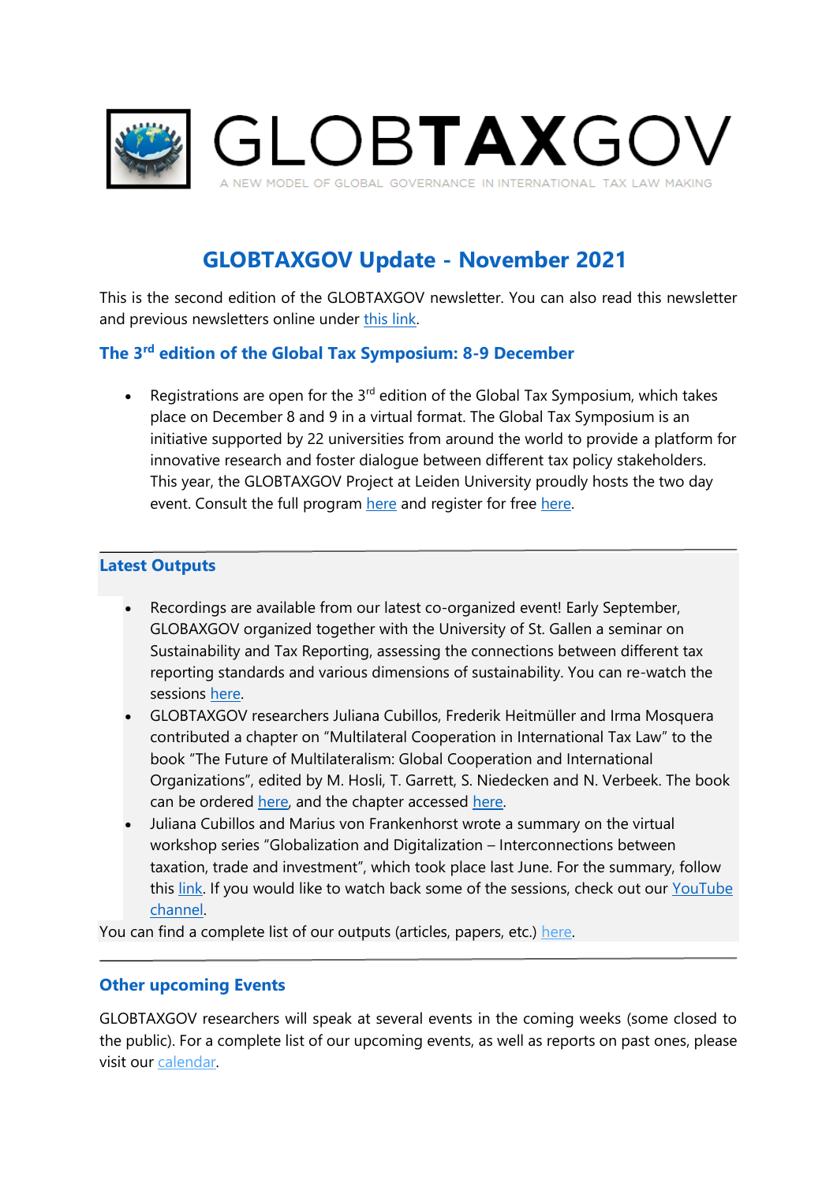# GLOBTAXGOV

A NEW MODEL OF GLOBAL GOVERNANCE IN INTERNATIONAL TAX LAW MAKING

## GLOBTAXGOV Update - November 2021

This is the second edition of the GLOBTAXGOV newsletter. You can also read this newsletter and previous newsletters online under this link.

### The 3rd edition of the Global Tax Symposium: 8-9 December

- Registrations are open for the 3rd edition of the Global Tax Symposium, which takes place on December 8 and 9 in a virtual format. The Global Tax Symposium is an initiative supported by 22 universities from around the world to provide a platform for innovative research and foster dialogue between different tax policy stakeholders. This year, the GLOBTAXGOV Project at Leiden University proudly hosts the two day event. Consult the full program here and register for free here.

---

### Latest Outputs

- Recordings are available from our latest co-organized event! Early September, GLOBAXGOV organized together with the University of St. Gallen a seminar on Sustainability and Tax Reporting, assessing the connections between different tax reporting standards and various dimensions of sustainability. You can re-watch the sessions here.
- GLOBTAXGOV researchers Juliana Cubillos, Frederik Heitmüller and Irma Mosquera contributed a chapter on "Multilateral Cooperation in International Tax Law" to the book "The Future of Multilateralism: Global Cooperation and International Organizations", edited by M. Hosli, T. Garrett, S. Niedecken and N. Verbeek. The book can be ordered here, and the chapter accessed here.
- Juliana Cubillos and Marius von Frankenhorst wrote a summary on the virtual workshop series "Globalization and Digitalization – Interconnections between taxation, trade and investment", which took place last June. For the summary, follow this link. If you would like to watch back some of the sessions, check out our YouTube channel.

You can find a complete list of our outputs (articles, papers, etc.) here.

---

### Other upcoming Events

GLOBTAXGOV researchers will speak at several events in the coming weeks (some closed to the public). For a complete list of our upcoming events, as well as reports on past ones, please visit our calendar.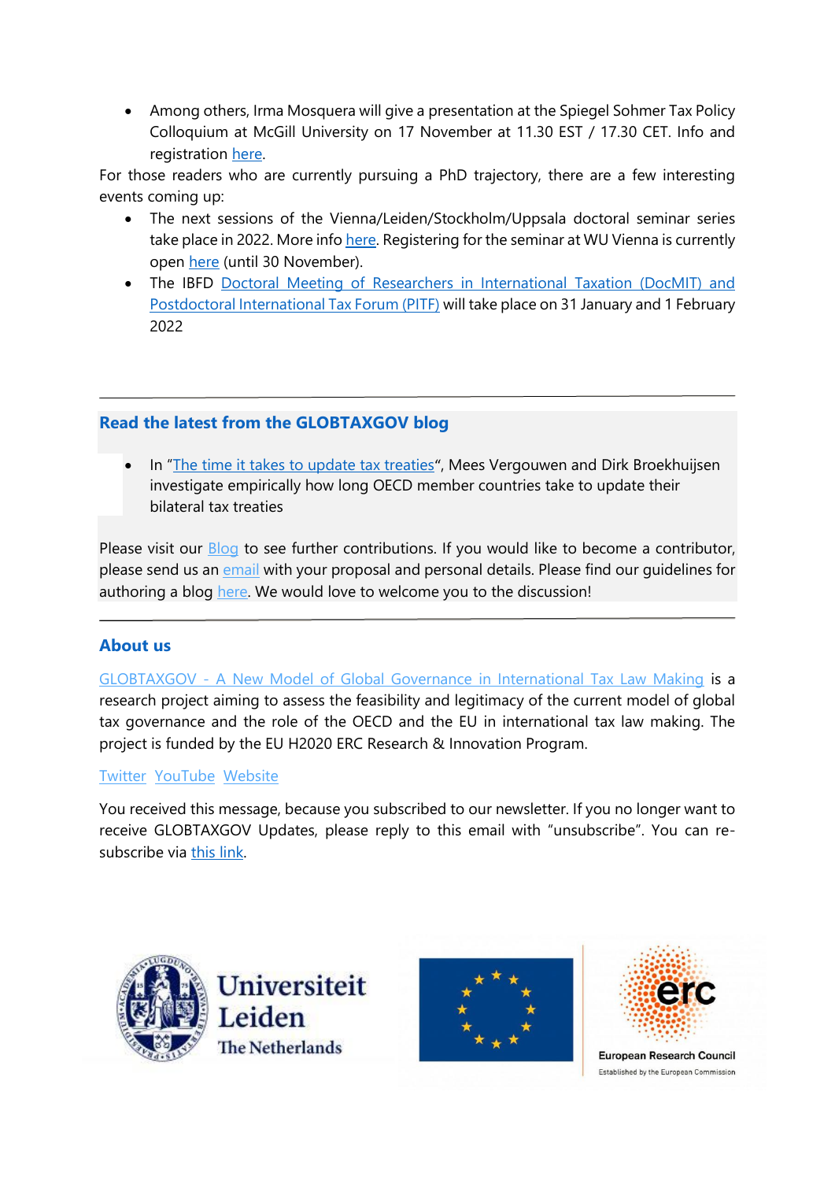- Among others, Irma Mosquera will give a presentation at the Spiegel Sohmer Tax Policy Colloquium at McGill University on 17 November at 11.30 EST / 17.30 CET. Info and registration here.

For those readers who are currently pursuing a PhD trajectory, there are a few interesting events coming up:

- The next sessions of the Vienna/Leiden/Stockholm/Uppsala doctoral seminar series take place in 2022. More info here. Registering for the seminar at WU Vienna is currently open here (until 30 November).
- The IBFD Doctoral Meeting of Researchers in International Taxation (DocMIT) and Postdoctoral International Tax Forum (PITF) will take place on 31 January and 1 February 2022

---

## Read the latest from the GLOBTAXGOV blog

- In "The time it takes to update tax treaties", Mees Vergouwen and Dirk Broekhuijsen investigate empirically how long OECD member countries take to update their bilateral tax treaties

Please visit our Blog to see further contributions. If you would like to become a contributor, please send us an email with your proposal and personal details. Please find our guidelines for authoring a blog here. We would love to welcome you to the discussion!

---

## About us

GLOBTAXGOV - A New Model of Global Governance in International Tax Law Making is a research project aiming to assess the feasibility and legitimacy of the current model of global tax governance and the role of the OECD and the EU in international tax law making. The project is funded by the EU H2020 ERC Research & Innovation Program.

Twitter YouTube Website

You received this message, because you subscribed to our newsletter. If you no longer want to receive GLOBTAXGOV Updates, please reply to this email with "unsubscribe". You can re-subscribe via this link.

Universiteit Leiden
The Netherlands

European Research Council
Established by the European Commission